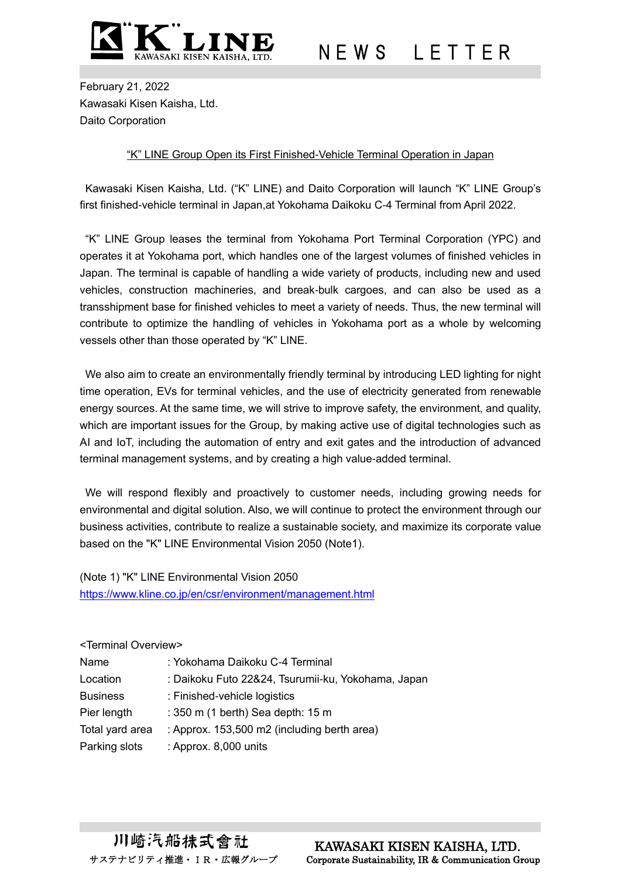# "K" LINE NEWS LETTER

February 21, 2022
Kawasaki Kisen Kaisha, Ltd.
Daito Corporation

## "K" LINE Group Open its First Finished-Vehicle Terminal Operation in Japan

Kawasaki Kisen Kaisha, Ltd. ("K" LINE) and Daito Corporation will launch "K" LINE Group's first finished-vehicle terminal in Japan,at Yokohama Daikoku C-4 Terminal from April 2022.

"K" LINE Group leases the terminal from Yokohama Port Terminal Corporation (YPC) and operates it at Yokohama port, which handles one of the largest volumes of finished vehicles in Japan. The terminal is capable of handling a wide variety of products, including new and used vehicles, construction machineries, and break-bulk cargoes, and can also be used as a transshipment base for finished vehicles to meet a variety of needs. Thus, the new terminal will contribute to optimize the handling of vehicles in Yokohama port as a whole by welcoming vessels other than those operated by "K" LINE.

We also aim to create an environmentally friendly terminal by introducing LED lighting for night time operation, EVs for terminal vehicles, and the use of electricity generated from renewable energy sources. At the same time, we will strive to improve safety, the environment, and quality, which are important issues for the Group, by making active use of digital technologies such as AI and IoT, including the automation of entry and exit gates and the introduction of advanced terminal management systems, and by creating a high value-added terminal.

We will respond flexibly and proactively to customer needs, including growing needs for environmental and digital solution. Also, we will continue to protect the environment through our business activities, contribute to realize a sustainable society, and maximize its corporate value based on the "K" LINE Environmental Vision 2050 (Note1).

(Note 1) "K" LINE Environmental Vision 2050
https://www.kline.co.jp/en/csr/environment/management.html

<Terminal Overview>

| | |
|---|---|
| Name | : Yokohama Daikoku C-4 Terminal |
| Location | : Daikoku Futo 22&24, Tsurumii-ku, Yokohama, Japan |
| Business | : Finished-vehicle logistics |
| Pier length | : 350 m (1 berth) Sea depth: 15 m |
| Total yard area | : Approx. 153,500 m2 (including berth area) |
| Parking slots | : Approx. 8,000 units |

川崎汽船株式會社
サステナビリティ推進・ＩＲ・広報グループ

KAWASAKI KISEN KAISHA, LTD.
Corporate Sustainability, IR & Communication Group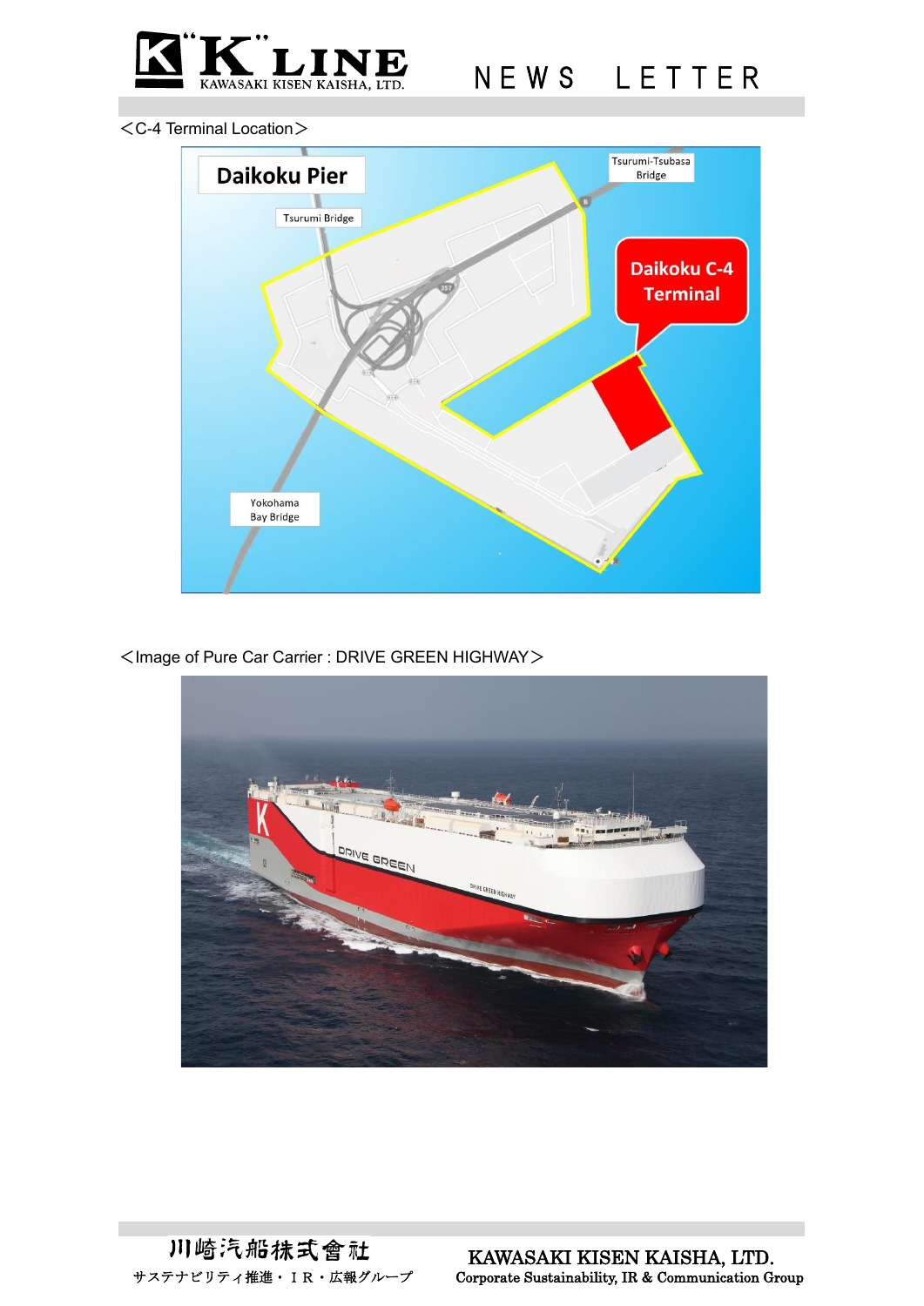＜C-4 Terminal Location＞

Daikoku Pier

Tsurumi Bridge

Tsurumi-Tsubasa Bridge

Daikoku C-4 Terminal

Yokohama Bay Bridge

＜Image of Pure Car Carrier : DRIVE GREEN HIGHWAY＞